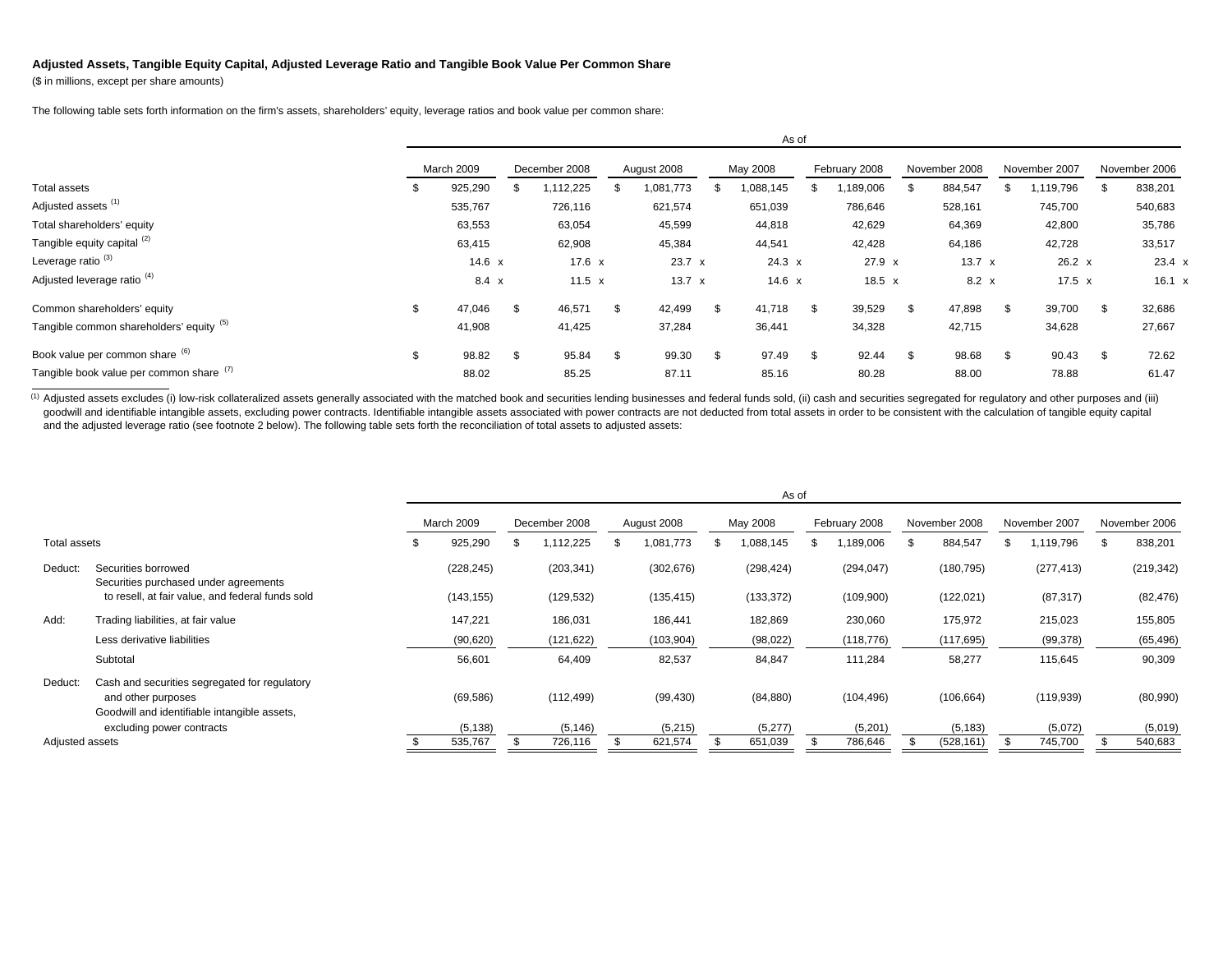**Adjusted Assets, Tangible Equity Capital, Adjusted Leverage Ratio and Tangible Book Value Per Common Share**

($ in millions, except per share amounts)

The following table sets forth information on the firm's assets, shareholders' equity, leverage ratios and book value per common share:

| | As of | | | | | | | |
|---|---|---|---|---|---|---|---|---|
| | March 2009 | December 2008 | August 2008 | May 2008 | February 2008 | November 2008 | November 2007 | November 2006 |
| Total assets | $ 925,290 | $ 1,112,225 | $ 1,081,773 | $ 1,088,145 | $ 1,189,006 | $ 884,547 | $ 1,119,796 | $ 838,201 |
| Adjusted assets [(1)] | 535,767 | 726,116 | 621,574 | 651,039 | 786,646 | 528,161 | 745,700 | 540,683 |
| Total shareholders' equity | 63,553 | 63,054 | 45,599 | 44,818 | 42,629 | 64,369 | 42,800 | 35,786 |
| Tangible equity capital [(2)] | 63,415 | 62,908 | 45,384 | 44,541 | 42,428 | 64,186 | 42,728 | 33,517 |
| Leverage ratio [(3)] | 14.6 x | 17.6 x | 23.7 x | 24.3 x | 27.9 x | 13.7 x | 26.2 x | 23.4 x |
| Adjusted leverage ratio [(4)] | 8.4 x | 11.5 x | 13.7 x | 14.6 x | 18.5 x | 8.2 x | 17.5 x | 16.1 x |
| Common shareholders' equity | $ 47,046 | $ 46,571 | $ 42,499 | $ 41,718 | $ 39,529 | $ 47,898 | $ 39,700 | $ 32,686 |
| Tangible common shareholders' equity [(5)] | 41,908 | 41,425 | 37,284 | 36,441 | 34,328 | 42,715 | 34,628 | 27,667 |
| Book value per common share [(6)] | $ 98.82 | $ 95.84 | $ 99.30 | $ 97.49 | $ 92.44 | $ 98.68 | $ 90.43 | $ 72.62 |
| Tangible book value per common share [(7)] | 88.02 | 85.25 | 87.11 | 85.16 | 80.28 | 88.00 | 78.88 | 61.47 |

[(1)] Adjusted assets excludes (i) low-risk collateralized assets generally associated with the matched book and securities lending businesses and federal funds sold, (ii) cash and securities segregated for regulatory and other purposes and (iii) goodwill and identifiable intangible assets, excluding power contracts. Identifiable intangible assets associated with power contracts are not deducted from total assets in order to be consistent with the calculation of tangible equity capital and the adjusted leverage ratio (see footnote 2 below). The following table sets forth the reconciliation of total assets to adjusted assets:

| | | As of | | | | | | | |
|---|---|---|---|---|---|---|---|---|---|
| | | March 2009 | December 2008 | August 2008 | May 2008 | February 2008 | November 2008 | November 2007 | November 2006 |
| Total assets | | $ 925,290 | $ 1,112,225 | $ 1,081,773 | $ 1,088,145 | $ 1,189,006 | $ 884,547 | $ 1,119,796 | $ 838,201 |
| Deduct: | Securities borrowed | (228,245) | (203,341) | (302,676) | (298,424) | (294,047) | (180,795) | (277,413) | (219,342) |
| | Securities purchased under agreements to resell, at fair value, and federal funds sold | (143,155) | (129,532) | (135,415) | (133,372) | (109,900) | (122,021) | (87,317) | (82,476) |
| Add: | Trading liabilities, at fair value | 147,221 | 186,031 | 186,441 | 182,869 | 230,060 | 175,972 | 215,023 | 155,805 |
| | Less derivative liabilities | (90,620) | (121,622) | (103,904) | (98,022) | (118,776) | (117,695) | (99,378) | (65,496) |
| | Subtotal | 56,601 | 64,409 | 82,537 | 84,847 | 111,284 | 58,277 | 115,645 | 90,309 |
| Deduct: | Cash and securities segregated for regulatory and other purposes | (69,586) | (112,499) | (99,430) | (84,880) | (104,496) | (106,664) | (119,939) | (80,990) |
| | Goodwill and identifiable intangible assets, excluding power contracts | (5,138) | (5,146) | (5,215) | (5,277) | (5,201) | (5,183) | (5,072) | (5,019) |
| Adjusted assets | | $ 535,767 | $ 726,116 | $ 621,574 | $ 651,039 | $ 786,646 | $ (528,161) | $ 745,700 | $ 540,683 |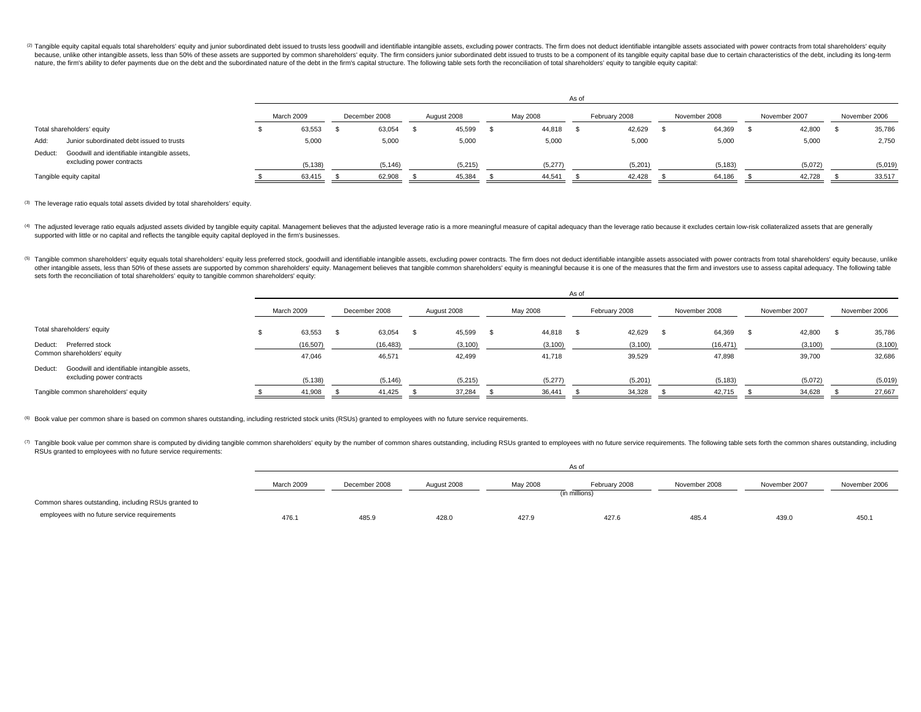[2] Tangible equity capital equals total shareholders' equity and junior subordinated debt issued to trusts less goodwill and identifiable intangible assets, excluding power contracts. The firm does not deduct identifiable intangible assets associated with power contracts from total shareholders' equity because, unlike other intangible assets, less than 50% of these assets are supported by common shareholders' equity. The firm considers junior subordinated debt issued to trusts to be a component of its tangible equity capital base due to certain characteristics of the debt, including its long-term nature, the firm's ability to defer payments due on the debt and the subordinated nature of the debt in the firm's capital structure. The following table sets forth the reconciliation of total shareholders' equity to tangible equity capital:

| | As of | | | | | | | |
|---|---|---|---|---|---|---|---|---|
| | March 2009 | December 2008 | August 2008 | May 2008 | February 2008 | November 2008 | November 2007 | November 2006 |
| Total shareholders' equity | $ 63,553 | $ 63,054 | $ 45,599 | $ 44,818 | $ 42,629 | $ 64,369 | $ 42,800 | $ 35,786 |
| Add: Junior subordinated debt issued to trusts | 5,000 | 5,000 | 5,000 | 5,000 | 5,000 | 5,000 | 5,000 | 2,750 |
| Deduct: Goodwill and identifiable intangible assets, excluding power contracts | (5,138) | (5,146) | (5,215) | (5,277) | (5,201) | (5,183) | (5,072) | (5,019) |
| Tangible equity capital | $ 63,415 | $ 62,908 | $ 45,384 | $ 44,541 | $ 42,428 | $ 64,186 | $ 42,728 | $ 33,517 |

[3] The leverage ratio equals total assets divided by total shareholders' equity.

[4] The adjusted leverage ratio equals adjusted assets divided by tangible equity capital. Management believes that the adjusted leverage ratio is a more meaningful measure of capital adequacy than the leverage ratio because it excludes certain low-risk collateralized assets that are generally supported with little or no capital and reflects the tangible equity capital deployed in the firm's businesses.

[5] Tangible common shareholders' equity equals total shareholders' equity less preferred stock, goodwill and identifiable intangible assets, excluding power contracts. The firm does not deduct identifiable intangible assets associated with power contracts from total shareholders' equity because, unlike other intangible assets, less than 50% of these assets are supported by common shareholders' equity. Management believes that tangible common shareholders' equity is meaningful because it is one of the measures that the firm and investors use to assess capital adequacy. The following table sets forth the reconciliation of total shareholders' equity to tangible common shareholders' equity:

| | As of | | | | | | | |
|---|---|---|---|---|---|---|---|---|
| | March 2009 | December 2008 | August 2008 | May 2008 | February 2008 | November 2008 | November 2007 | November 2006 |
| Total shareholders' equity | $ 63,553 | $ 63,054 | $ 45,599 | $ 44,818 | $ 42,629 | $ 64,369 | $ 42,800 | $ 35,786 |
| Deduct: Preferred stock | (16,507) | (16,483) | (3,100) | (3,100) | (3,100) | (16,471) | (3,100) | (3,100) |
| Common shareholders' equity | 47,046 | 46,571 | 42,499 | 41,718 | 39,529 | 47,898 | 39,700 | 32,686 |
| Deduct: Goodwill and identifiable intangible assets, excluding power contracts | (5,138) | (5,146) | (5,215) | (5,277) | (5,201) | (5,183) | (5,072) | (5,019) |
| Tangible common shareholders' equity | $ 41,908 | $ 41,425 | $ 37,284 | $ 36,441 | $ 34,328 | $ 42,715 | $ 34,628 | $ 27,667 |

[6] Book value per common share is based on common shares outstanding, including restricted stock units (RSUs) granted to employees with no future service requirements.

[7] Tangible book value per common share is computed by dividing tangible common shareholders' equity by the number of common shares outstanding, including RSUs granted to employees with no future service requirements. The following table sets forth the common shares outstanding, including RSUs granted to employees with no future service requirements:

| | As of | | | | | | | |
|---|---|---|---|---|---|---|---|---|
| | March 2009 | December 2008 | August 2008 | May 2008 | February 2008 | November 2008 | November 2007 | November 2006 |
| | (in millions) | | | | | | | |
| Common shares outstanding, including RSUs granted to employees with no future service requirements | 476.1 | 485.9 | 428.0 | 427.9 | 427.6 | 485.4 | 439.0 | 450.1 |